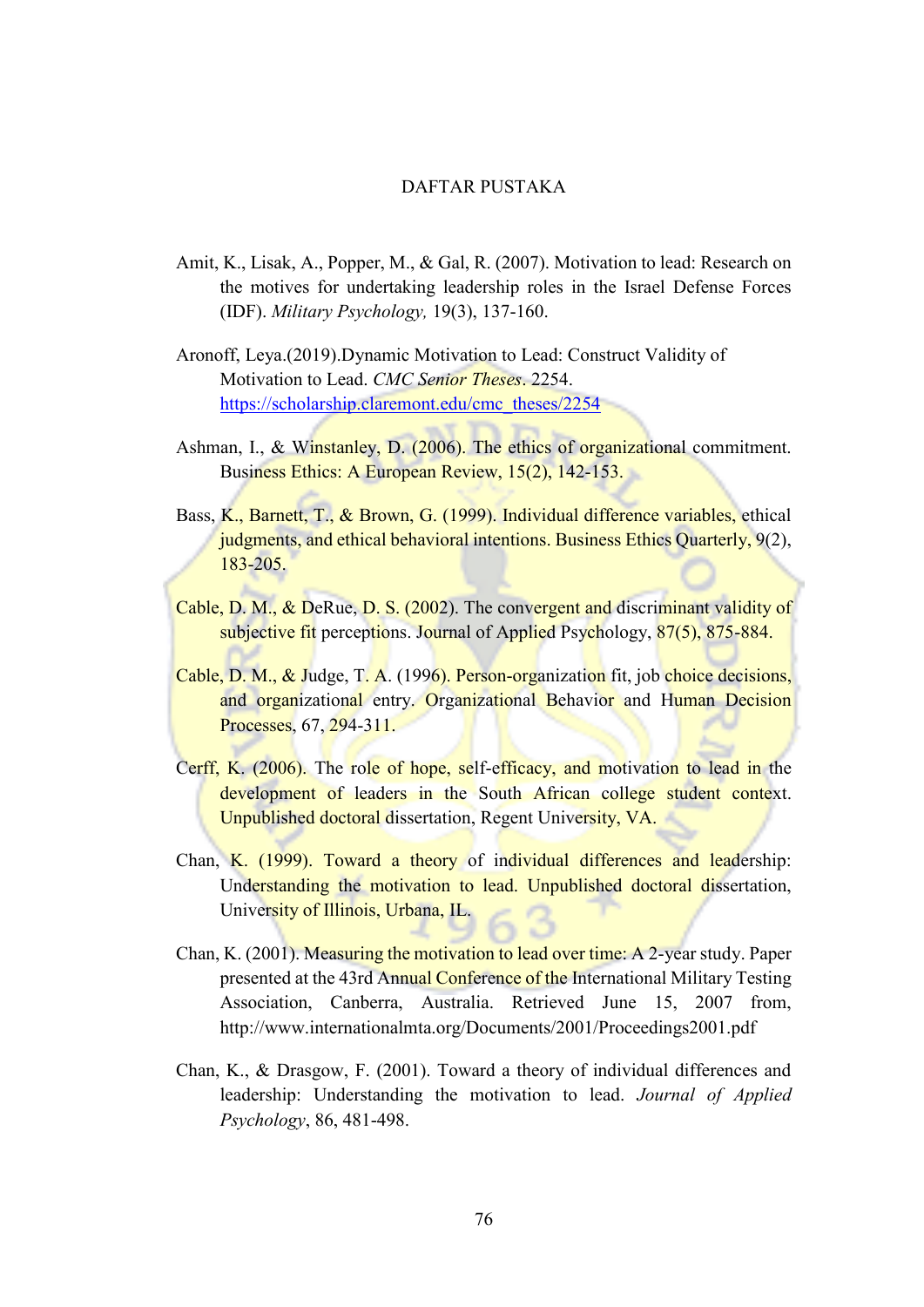# DAFTAR PUSTAKA

Amit, K., Lisak, A., Popper, M., & Gal, R. (2007). Motivation to lead: Research on the motives for undertaking leadership roles in the Israel Defense Forces (IDF). *Military Psychology,* 19(3), 137-160.

Aronoff, Leya.(2019).Dynamic Motivation to Lead: Construct Validity of Motivation to Lead. *CMC Senior Theses*. 2254. https://scholarship.claremont.edu/cmc_theses/2254

Ashman, I., & Winstanley, D. (2006). The ethics of organizational commitment. Business Ethics: A European Review, 15(2), 142-153.

Bass, K., Barnett, T., & Brown, G. (1999). Individual difference variables, ethical judgments, and ethical behavioral intentions. Business Ethics Quarterly, 9(2), 183-205.

Cable, D. M., & DeRue, D. S. (2002). The convergent and discriminant validity of subjective fit perceptions. Journal of Applied Psychology, 87(5), 875-884.

Cable, D. M., & Judge, T. A. (1996). Person-organization fit, job choice decisions, and organizational entry. Organizational Behavior and Human Decision Processes, 67, 294-311.

Cerff, K. (2006). The role of hope, self-efficacy, and motivation to lead in the development of leaders in the South African college student context. Unpublished doctoral dissertation, Regent University, VA.

Chan, K. (1999). Toward a theory of individual differences and leadership: Understanding the motivation to lead. Unpublished doctoral dissertation, University of Illinois, Urbana, IL.

Chan, K. (2001). Measuring the motivation to lead over time: A 2-year study. Paper presented at the 43rd Annual Conference of the International Military Testing Association, Canberra, Australia. Retrieved June 15, 2007 from, http://www.internationalmta.org/Documents/2001/Proceedings2001.pdf

Chan, K., & Drasgow, F. (2001). Toward a theory of individual differences and leadership: Understanding the motivation to lead. *Journal of Applied Psychology*, 86, 481-498.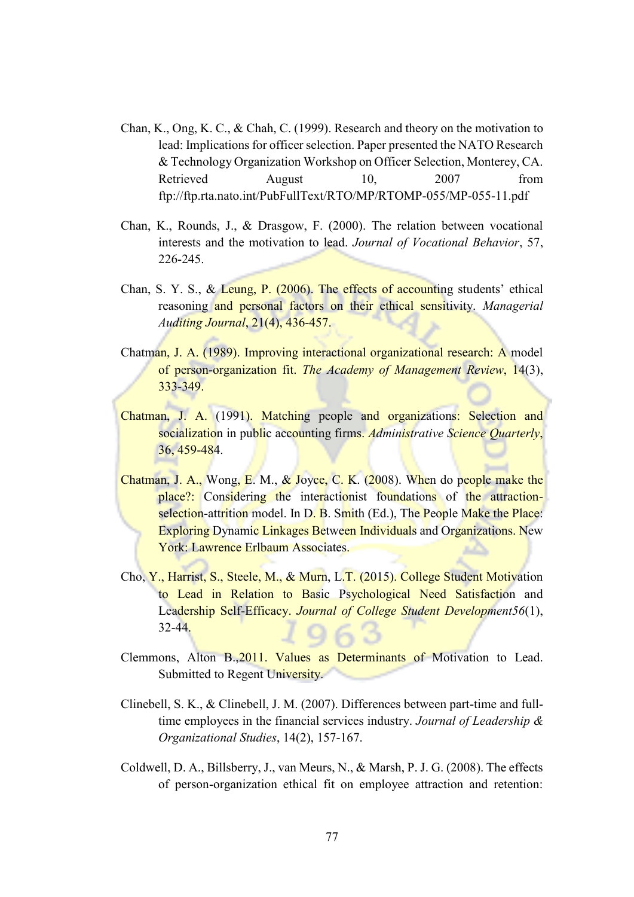Chan, K., Ong, K. C., & Chah, C. (1999). Research and theory on the motivation to lead: Implications for officer selection. Paper presented the NATO Research & Technology Organization Workshop on Officer Selection, Monterey, CA. Retrieved August 10, 2007 from ftp://ftp.rta.nato.int/PubFullText/RTO/MP/RTOMP-055/MP-055-11.pdf

Chan, K., Rounds, J., & Drasgow, F. (2000). The relation between vocational interests and the motivation to lead. *Journal of Vocational Behavior*, 57, 226-245.

Chan, S. Y. S., & Leung, P. (2006). The effects of accounting students' ethical reasoning and personal factors on their ethical sensitivity. *Managerial Auditing Journal*, 21(4), 436-457.

Chatman, J. A. (1989). Improving interactional organizational research: A model of person-organization fit. *The Academy of Management Review*, 14(3), 333-349.

Chatman, J. A. (1991). Matching people and organizations: Selection and socialization in public accounting firms. *Administrative Science Quarterly*, 36, 459-484.

Chatman, J. A., Wong, E. M., & Joyce, C. K. (2008). When do people make the place?: Considering the interactionist foundations of the attraction-selection-attrition model. In D. B. Smith (Ed.), The People Make the Place: Exploring Dynamic Linkages Between Individuals and Organizations. New York: Lawrence Erlbaum Associates.

Cho, Y., Harrist, S., Steele, M., & Murn, L.T. (2015). College Student Motivation to Lead in Relation to Basic Psychological Need Satisfaction and Leadership Self-Efficacy. *Journal of College Student Development56*(1), 32-44.

Clemmons, Alton B.,2011. Values as Determinants of Motivation to Lead. Submitted to Regent University.

Clinebell, S. K., & Clinebell, J. M. (2007). Differences between part-time and full-time employees in the financial services industry. *Journal of Leadership & Organizational Studies*, 14(2), 157-167.

Coldwell, D. A., Billsberry, J., van Meurs, N., & Marsh, P. J. G. (2008). The effects of person-organization ethical fit on employee attraction and retention: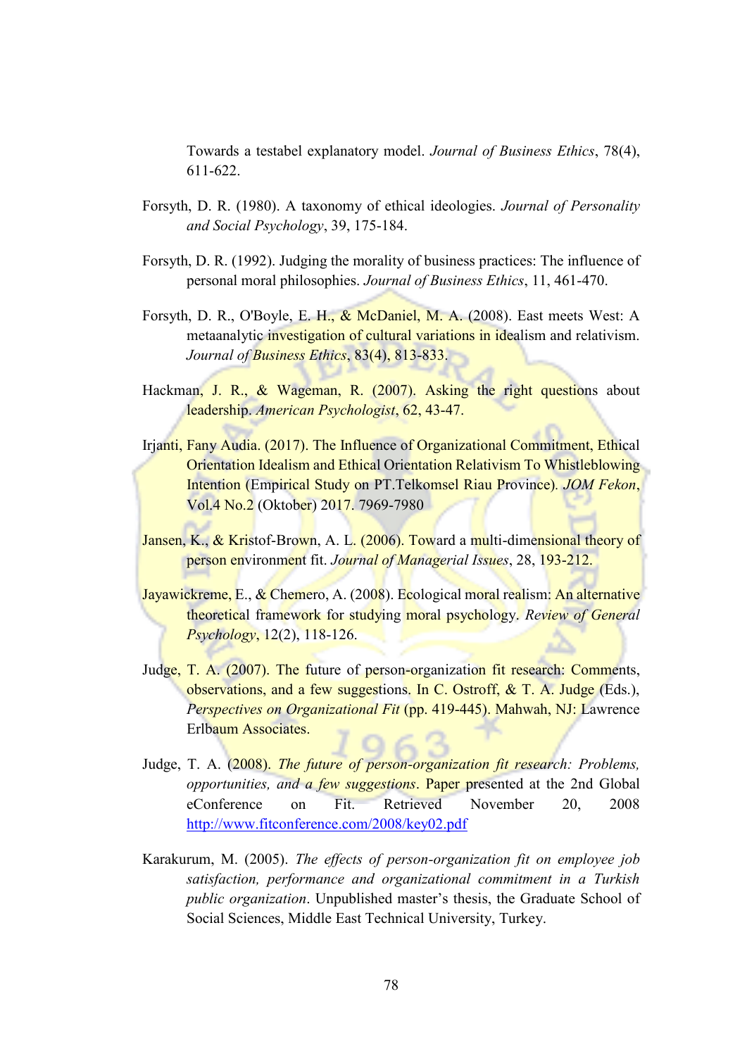Towards a testabel explanatory model. *Journal of Business Ethics*, 78(4), 611-622.

Forsyth, D. R. (1980). A taxonomy of ethical ideologies. *Journal of Personality and Social Psychology*, 39, 175-184.

Forsyth, D. R. (1992). Judging the morality of business practices: The influence of personal moral philosophies. *Journal of Business Ethics*, 11, 461-470.

Forsyth, D. R., O'Boyle, E. H., & McDaniel, M. A. (2008). East meets West: A metaanalytic investigation of cultural variations in idealism and relativism. *Journal of Business Ethics*, 83(4), 813-833.

Hackman, J. R., & Wageman, R. (2007). Asking the right questions about leadership. *American Psychologist*, 62, 43-47.

Irjanti, Fany Audia. (2017). The Influence of Organizational Commitment, Ethical Orientation Idealism and Ethical Orientation Relativism To Whistleblowing Intention (Empirical Study on PT.Telkomsel Riau Province). *JOM Fekon*, Vol.4 No.2 (Oktober) 2017. 7969-7980

Jansen, K., & Kristof-Brown, A. L. (2006). Toward a multi-dimensional theory of person environment fit. *Journal of Managerial Issues*, 28, 193-212.

Jayawickreme, E., & Chemero, A. (2008). Ecological moral realism: An alternative theoretical framework for studying moral psychology. *Review of General Psychology*, 12(2), 118-126.

Judge, T. A. (2007). The future of person-organization fit research: Comments, observations, and a few suggestions. In C. Ostroff, & T. A. Judge (Eds.), *Perspectives on Organizational Fit* (pp. 419-445). Mahwah, NJ: Lawrence Erlbaum Associates.

Judge, T. A. (2008). *The future of person-organization fit research: Problems, opportunities, and a few suggestions*. Paper presented at the 2nd Global eConference on Fit. Retrieved November 20, 2008 http://www.fitconference.com/2008/key02.pdf

Karakurum, M. (2005). *The effects of person-organization fit on employee job satisfaction, performance and organizational commitment in a Turkish public organization*. Unpublished master's thesis, the Graduate School of Social Sciences, Middle East Technical University, Turkey.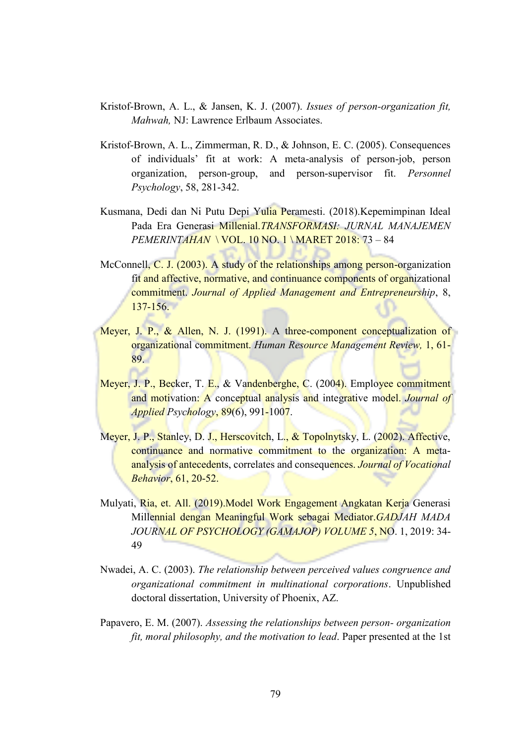Kristof-Brown, A. L., & Jansen, K. J. (2007). *Issues of person-organization fit, Mahwah,* NJ: Lawrence Erlbaum Associates.

Kristof-Brown, A. L., Zimmerman, R. D., & Johnson, E. C. (2005). Consequences of individuals' fit at work: A meta-analysis of person-job, person organization, person-group, and person-supervisor fit. *Personnel Psychology*, 58, 281-342.

Kusmana, Dedi dan Ni Putu Depi Yulia Peramesti. (2018).Kepemimpinan Ideal Pada Era Generasi Millenial.*TRANSFORMASI: JURNAL MANAJEMEN PEMERINTAHAN* \ VOL. 10 NO. 1 \ MARET 2018: 73 – 84

McConnell, C. J. (2003). A study of the relationships among person-organization fit and affective, normative, and continuance components of organizational commitment. *Journal of Applied Management and Entrepreneurship*, 8, 137-156.

Meyer, J. P., & Allen, N. J. (1991). A three-component conceptualization of organizational commitment. *Human Resource Management Review,* 1, 61-89.

Meyer, J. P., Becker, T. E., & Vandenberghe, C. (2004). Employee commitment and motivation: A conceptual analysis and integrative model. *Journal of Applied Psychology*, 89(6), 991-1007.

Meyer, J. P., Stanley, D. J., Herscovitch, L., & Topolnytsky, L. (2002). Affective, continuance and normative commitment to the organization: A meta-analysis of antecedents, correlates and consequences. *Journal of Vocational Behavior*, 61, 20-52.

Mulyati, Ria, et. All. (2019).Model Work Engagement Angkatan Kerja Generasi Millennial dengan Meaningful Work sebagai Mediator.*GADJAH MADA JOURNAL OF PSYCHOLOGY (GAMAJOP) VOLUME 5*, NO. 1, 2019: 34-49

Nwadei, A. C. (2003). *The relationship between perceived values congruence and organizational commitment in multinational corporations*. Unpublished doctoral dissertation, University of Phoenix, AZ.

Papavero, E. M. (2007). *Assessing the relationships between person- organization fit, moral philosophy, and the motivation to lead*. Paper presented at the 1st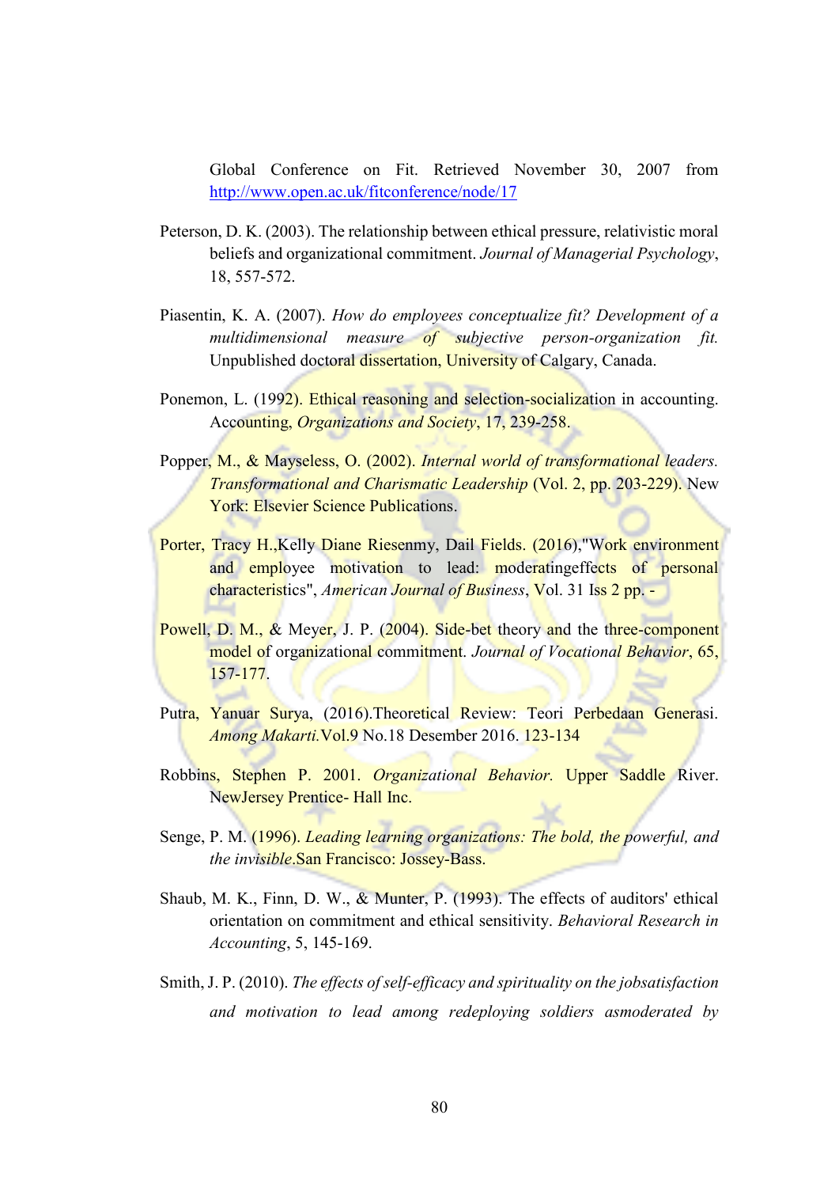Global Conference on Fit. Retrieved November 30, 2007 from http://www.open.ac.uk/fitconference/node/17

Peterson, D. K. (2003). The relationship between ethical pressure, relativistic moral beliefs and organizational commitment. *Journal of Managerial Psychology*, 18, 557-572.

Piasentin, K. A. (2007). *How do employees conceptualize fit? Development of a multidimensional measure of subjective person-organization fit.* Unpublished doctoral dissertation, University of Calgary, Canada.

Ponemon, L. (1992). Ethical reasoning and selection-socialization in accounting. Accounting, *Organizations and Society*, 17, 239-258.

Popper, M., & Mayseless, O. (2002). *Internal world of transformational leaders. Transformational and Charismatic Leadership* (Vol. 2, pp. 203-229). New York: Elsevier Science Publications.

Porter, Tracy H.,Kelly Diane Riesenmy, Dail Fields. (2016),"Work environment and employee motivation to lead: moderatingeffects of personal characteristics", *American Journal of Business*, Vol. 31 Iss 2 pp. -

Powell, D. M., & Meyer, J. P. (2004). Side-bet theory and the three-component model of organizational commitment. *Journal of Vocational Behavior*, 65, 157-177.

Putra, Yanuar Surya, (2016).Theoretical Review: Teori Perbedaan Generasi. *Among Makarti.*Vol.9 No.18 Desember 2016. 123-134

Robbins, Stephen P. 2001. *Organizational Behavior.* Upper Saddle River. NewJersey Prentice- Hall Inc.

Senge, P. M. (1996). *Leading learning organizations: The bold, the powerful, and the invisible*.San Francisco: Jossey-Bass.

Shaub, M. K., Finn, D. W., & Munter, P. (1993). The effects of auditors' ethical orientation on commitment and ethical sensitivity. *Behavioral Research in Accounting*, 5, 145-169.

Smith, J. P. (2010). *The effects of self-efficacy and spirituality on the jobsatisfaction and motivation to lead among redeploying soldiers asmoderated by*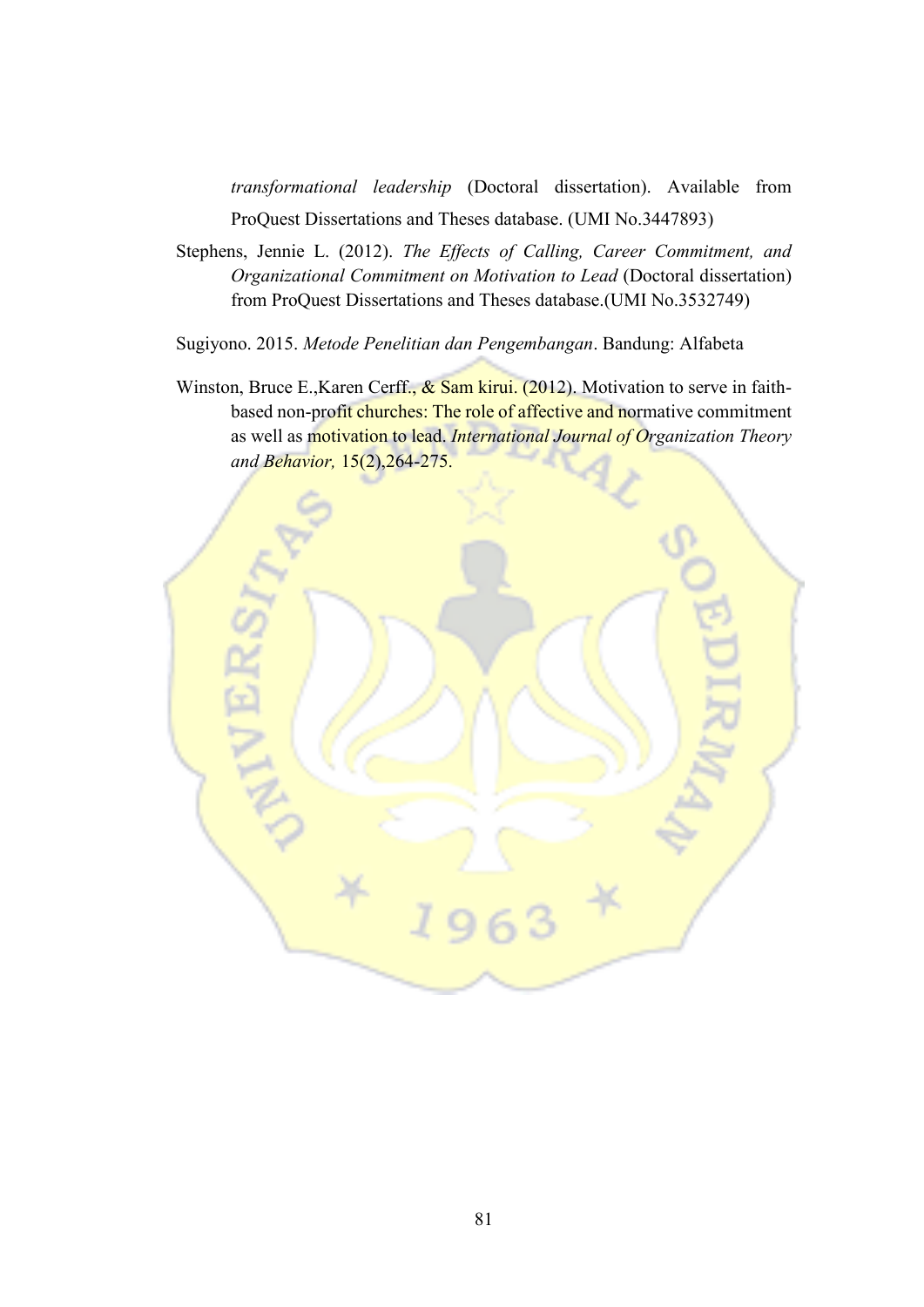*transformational leadership* (Doctoral dissertation). Available from ProQuest Dissertations and Theses database. (UMI No.3447893)

Stephens, Jennie L. (2012). *The Effects of Calling, Career Commitment, and Organizational Commitment on Motivation to Lead* (Doctoral dissertation) from ProQuest Dissertations and Theses database.(UMI No.3532749)

Sugiyono. 2015. *Metode Penelitian dan Pengembangan*. Bandung: Alfabeta

Winston, Bruce E.,Karen Cerff., & Sam kirui. (2012). Motivation to serve in faith-based non-profit churches: The role of affective and normative commitment as well as motivation to lead. *International Journal of Organization Theory and Behavior,* 15(2),264-275.